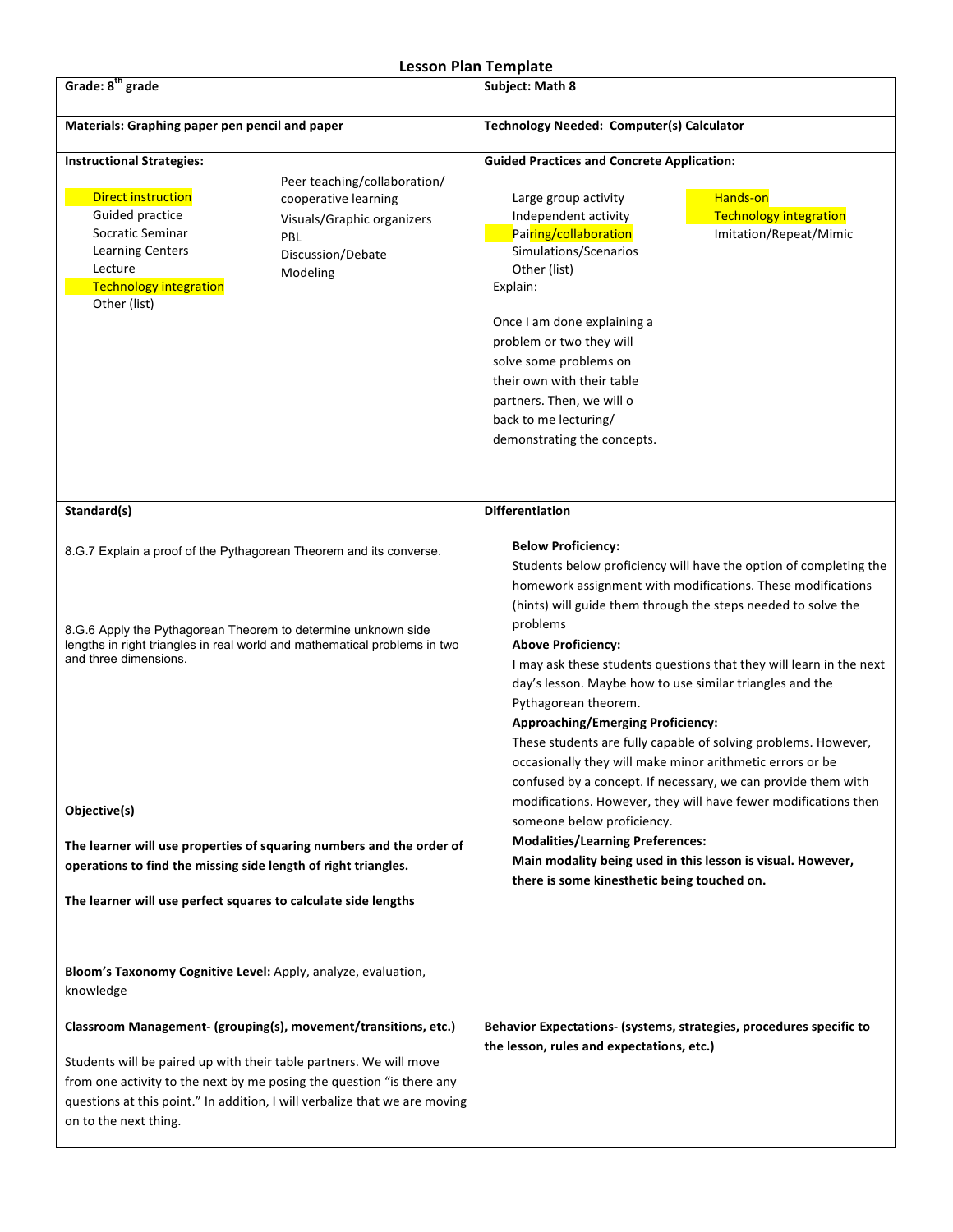# Lesson Plan Template

**Grade: 8th grade**

**Subject: Math 8**

**Materials: Graphing paper pen pencil and paper**

**Technology Needed: Computer(s) Calculator**

## Instructional Strategies:

- Direct instruction
- Guided practice
- Socratic Seminar
- Learning Centers
- Lecture
- Technology integration
- Other (list)
- Peer teaching/collaboration/ cooperative learning
- Visuals/Graphic organizers
- PBL
- Discussion/Debate
- Modeling

## Guided Practices and Concrete Application:

- Large group activity
- Independent activity
- Pairing/collaboration
- Simulations/Scenarios
- Other (list)
- Hands-on
- Technology integration
- Imitation/Repeat/Mimic

Explain:

Once I am done explaining a problem or two they will solve some problems on their own with their table partners. Then, we will o back to me lecturing/ demonstrating the concepts.

## Standard(s)

8.G.7 Explain a proof of the Pythagorean Theorem and its converse.

8.G.6 Apply the Pythagorean Theorem to determine unknown side lengths in right triangles in real world and mathematical problems in two and three dimensions.

## Differentiation

**Below Proficiency:**
Students below proficiency will have the option of completing the homework assignment with modifications. These modifications (hints) will guide them through the steps needed to solve the problems

**Above Proficiency:**
I may ask these students questions that they will learn in the next day's lesson. Maybe how to use similar triangles and the Pythagorean theorem.

**Approaching/Emerging Proficiency:**
These students are fully capable of solving problems. However, occasionally they will make minor arithmetic errors or be confused by a concept. If necessary, we can provide them with modifications. However, they will have fewer modifications then someone below proficiency.

**Modalities/Learning Preferences:**
**Main modality being used in this lesson is visual. However, there is some kinesthetic being touched on.**

## Objective(s)

**The learner will use properties of squaring numbers and the order of operations to find the missing side length of right triangles.**

**The learner will use perfect squares to calculate side lengths**

**Bloom's Taxonomy Cognitive Level:** Apply, analyze, evaluation, knowledge

## Classroom Management- (grouping(s), movement/transitions, etc.)

Students will be paired up with their table partners. We will move from one activity to the next by me posing the question "is there any questions at this point." In addition, I will verbalize that we are moving on to the next thing.

## Behavior Expectations- (systems, strategies, procedures specific to the lesson, rules and expectations, etc.)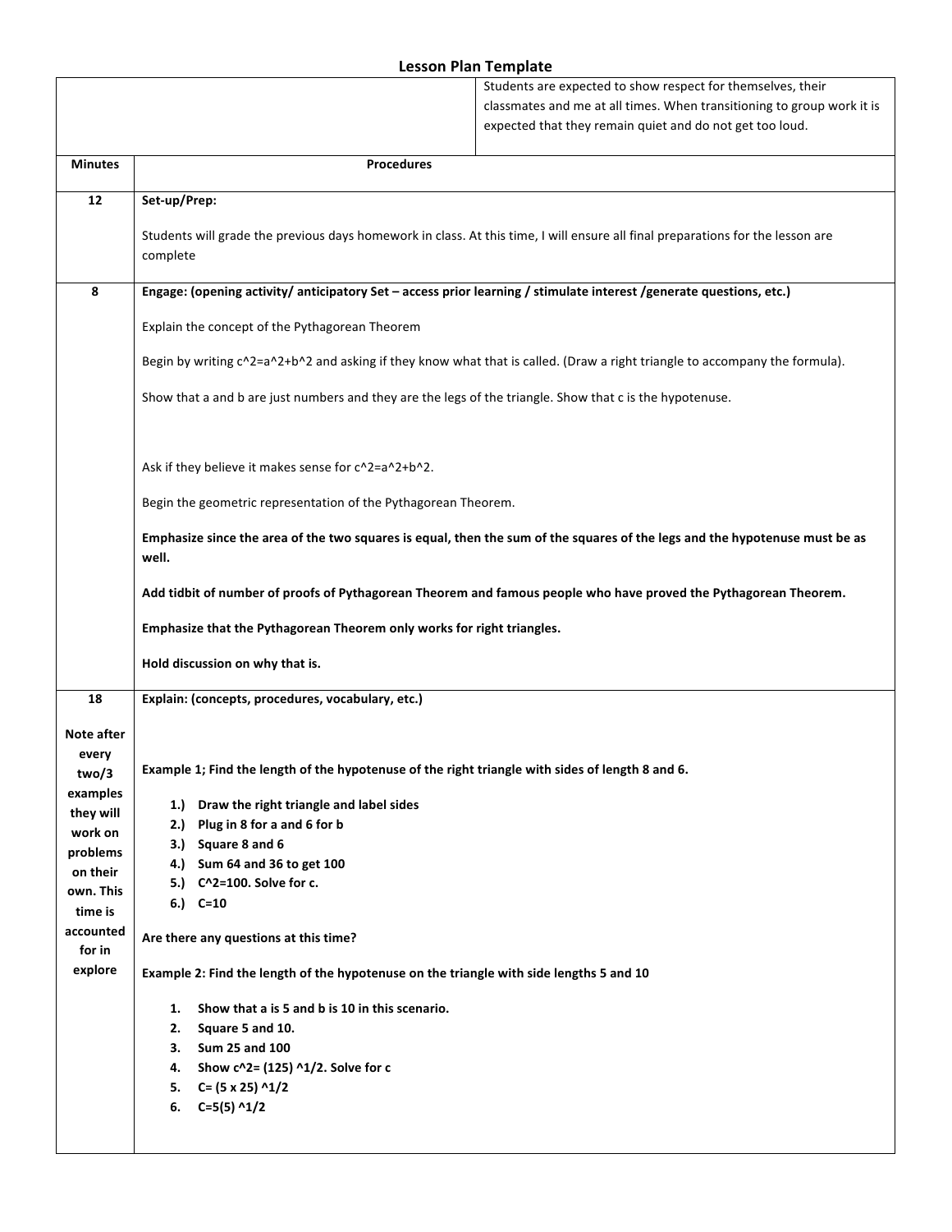## Lesson Plan Template

| | |
|---|---|
| | Students are expected to show respect for themselves, their classmates and me at all times. When transitioning to group work it is expected that they remain quiet and do not get too loud. |

| Minutes | Procedures |
|---|---|
| **12** | **Set-up/Prep:**<br><br>Students will grade the previous days homework in class. At this time, I will ensure all final preparations for the lesson are complete |
| **8** | **Engage: (opening activity/ anticipatory Set – access prior learning / stimulate interest /generate questions, etc.)**<br><br>Explain the concept of the Pythagorean Theorem<br><br>Begin by writing c^2=a^2+b^2 and asking if they know what that is called. (Draw a right triangle to accompany the formula).<br><br>Show that a and b are just numbers and they are the legs of the triangle. Show that c is the hypotenuse.<br><br>Ask if they believe it makes sense for c^2=a^2+b^2.<br><br>Begin the geometric representation of the Pythagorean Theorem.<br><br>**Emphasize since the area of the two squares is equal, then the sum of the squares of the legs and the hypotenuse must be as well.**<br><br>**Add tidbit of number of proofs of Pythagorean Theorem and famous people who have proved the Pythagorean Theorem.**<br><br>**Emphasize that the Pythagorean Theorem only works for right triangles.**<br><br>**Hold discussion on why that is.** |
| **18**<br><br>**Note after every two/3 examples they will work on problems on their own. This time is accounted for in explore** | **Explain: (concepts, procedures, vocabulary, etc.)**<br><br>**Example 1; Find the length of the hypotenuse of the right triangle with sides of length 8 and 6.**<br><br>**1.) Draw the right triangle and label sides**<br>**2.) Plug in 8 for a and 6 for b**<br>**3.) Square 8 and 6**<br>**4.) Sum 64 and 36 to get 100**<br>**5.) C^2=100. Solve for c.**<br>**6.) C=10**<br><br>**Are there any questions at this time?**<br><br>**Example 2: Find the length of the hypotenuse on the triangle with side lengths 5 and 10**<br><br>**1. Show that a is 5 and b is 10 in this scenario.**<br>**2. Square 5 and 10.**<br>**3. Sum 25 and 100**<br>**4. Show c^2= (125) ^1/2. Solve for c**<br>**5. C= (5 x 25) ^1/2**<br>**6. C=5(5) ^1/2** |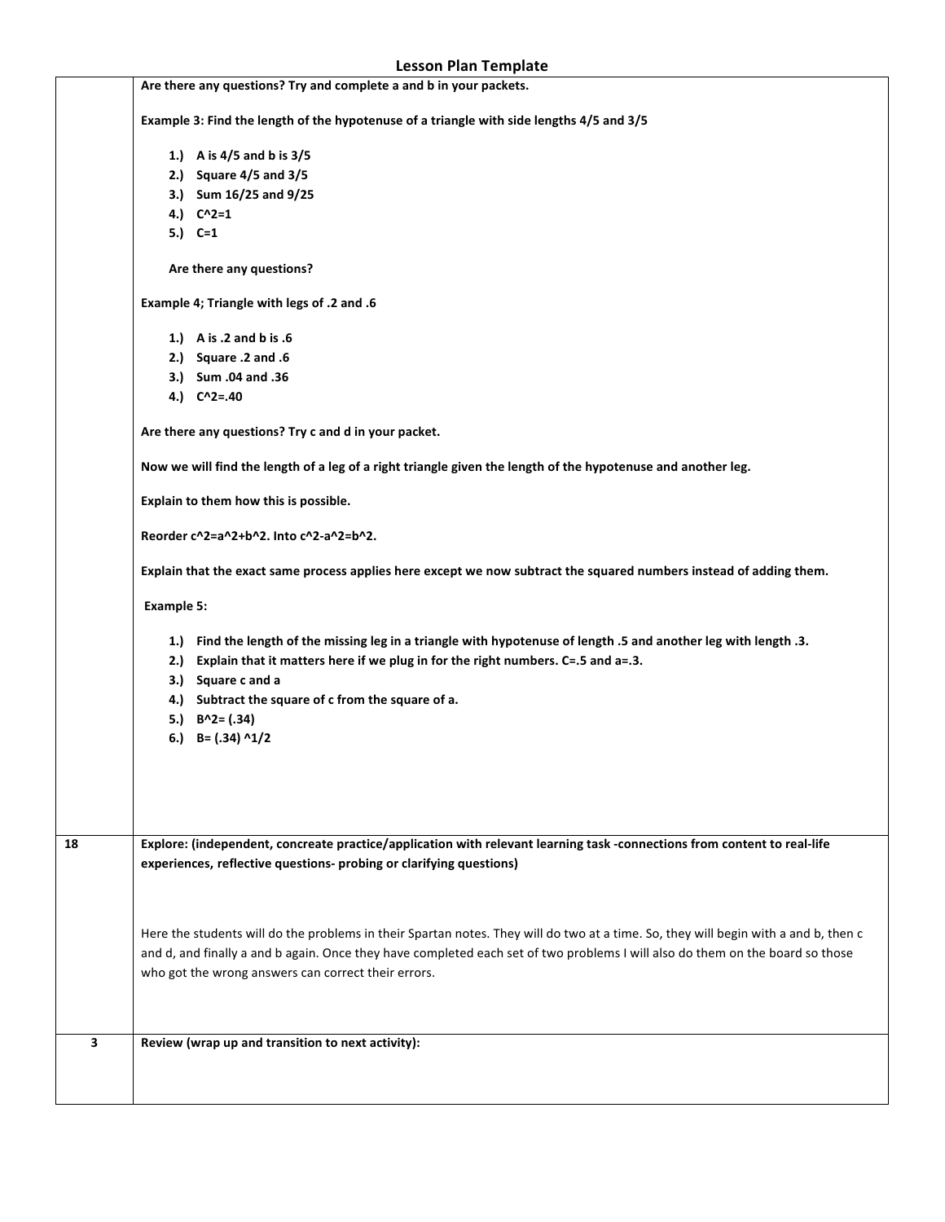## Lesson Plan Template

| | |
|---|---|
| | **Are there any questions? Try and complete a and b in your packets.**<br><br>**Example 3: Find the length of the hypotenuse of a triangle with side lengths 4/5 and 3/5**<br><br>**1.) A is 4/5 and b is 3/5**<br>**2.) Square 4/5 and 3/5**<br>**3.) Sum 16/25 and 9/25**<br>**4.) $C^2=1$**<br>**5.) C=1**<br><br>**Are there any questions?**<br><br>**Example 4; Triangle with legs of .2 and .6**<br><br>**1.) A is .2 and b is .6**<br>**2.) Square .2 and .6**<br>**3.) Sum .04 and .36**<br>**4.) $C^2=.40$**<br><br>**Are there any questions? Try c and d in your packet.**<br><br>**Now we will find the length of a leg of a right triangle given the length of the hypotenuse and another leg.**<br><br>**Explain to them how this is possible.**<br><br>**Reorder $c^2=a^2+b^2$. Into $c^2-a^2=b^2$.**<br><br>**Explain that the exact same process applies here except we now subtract the squared numbers instead of adding them.**<br><br>**Example 5:**<br><br>**1.) Find the length of the missing leg in a triangle with hypotenuse of length .5 and another leg with length .3.**<br>**2.) Explain that it matters here if we plug in for the right numbers. C=.5 and a=.3.**<br>**3.) Square c and a**<br>**4.) Subtract the square of c from the square of a.**<br>**5.) $B^2= (.34)$**<br>**6.) $B= (.34)^{1/2}$** |
| **18** | **Explore: (independent, concreate practice/application with relevant learning task -connections from content to real-life experiences, reflective questions- probing or clarifying questions)**<br><br>Here the students will do the problems in their Spartan notes. They will do two at a time. So, they will begin with a and b, then c and d, and finally a and b again. Once they have completed each set of two problems I will also do them on the board so those who got the wrong answers can correct their errors. |
| **3** | **Review (wrap up and transition to next activity):** |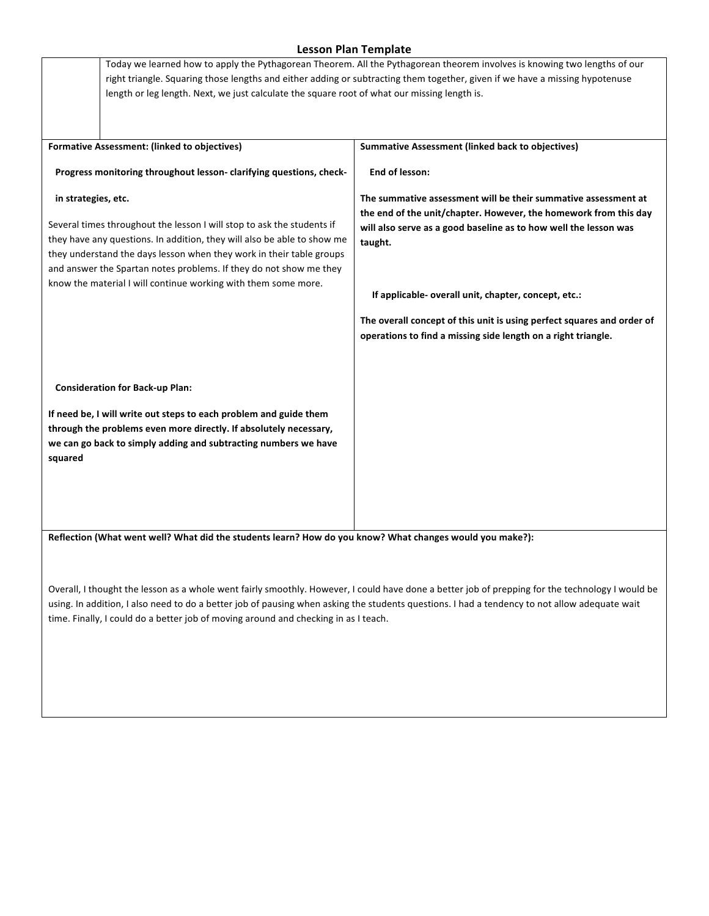## Lesson Plan Template

| | |
|---|---|
| | Today we learned how to apply the Pythagorean Theorem. All the Pythagorean theorem involves is knowing two lengths of our right triangle. Squaring those lengths and either adding or subtracting them together, given if we have a missing hypotenuse length or leg length. Next, we just calculate the square root of what our missing length is. |

| Formative Assessment: (linked to objectives) | Summative Assessment (linked back to objectives) |
|---|---|
| **Progress monitoring throughout lesson- clarifying questions, check-in strategies, etc.**<br><br>Several times throughout the lesson I will stop to ask the students if they have any questions. In addition, they will also be able to show me they understand the days lesson when they work in their table groups and answer the Spartan notes problems. If they do not show me they know the material I will continue working with them some more.<br><br>**Consideration for Back-up Plan:**<br><br>**If need be, I will write out steps to each problem and guide them through the problems even more directly. If absolutely necessary, we can go back to simply adding and subtracting numbers we have squared** | **End of lesson:**<br><br>**The summative assessment will be their summative assessment at the end of the unit/chapter. However, the homework from this day will also serve as a good baseline as to how well the lesson was taught.**<br><br>**If applicable- overall unit, chapter, concept, etc.:**<br><br>**The overall concept of this unit is using perfect squares and order of operations to find a missing side length on a right triangle.** |

**Reflection (What went well? What did the students learn? How do you know? What changes would you make?):**

Overall, I thought the lesson as a whole went fairly smoothly. However, I could have done a better job of prepping for the technology I would be using. In addition, I also need to do a better job of pausing when asking the students questions. I had a tendency to not allow adequate wait time. Finally, I could do a better job of moving around and checking in as I teach.